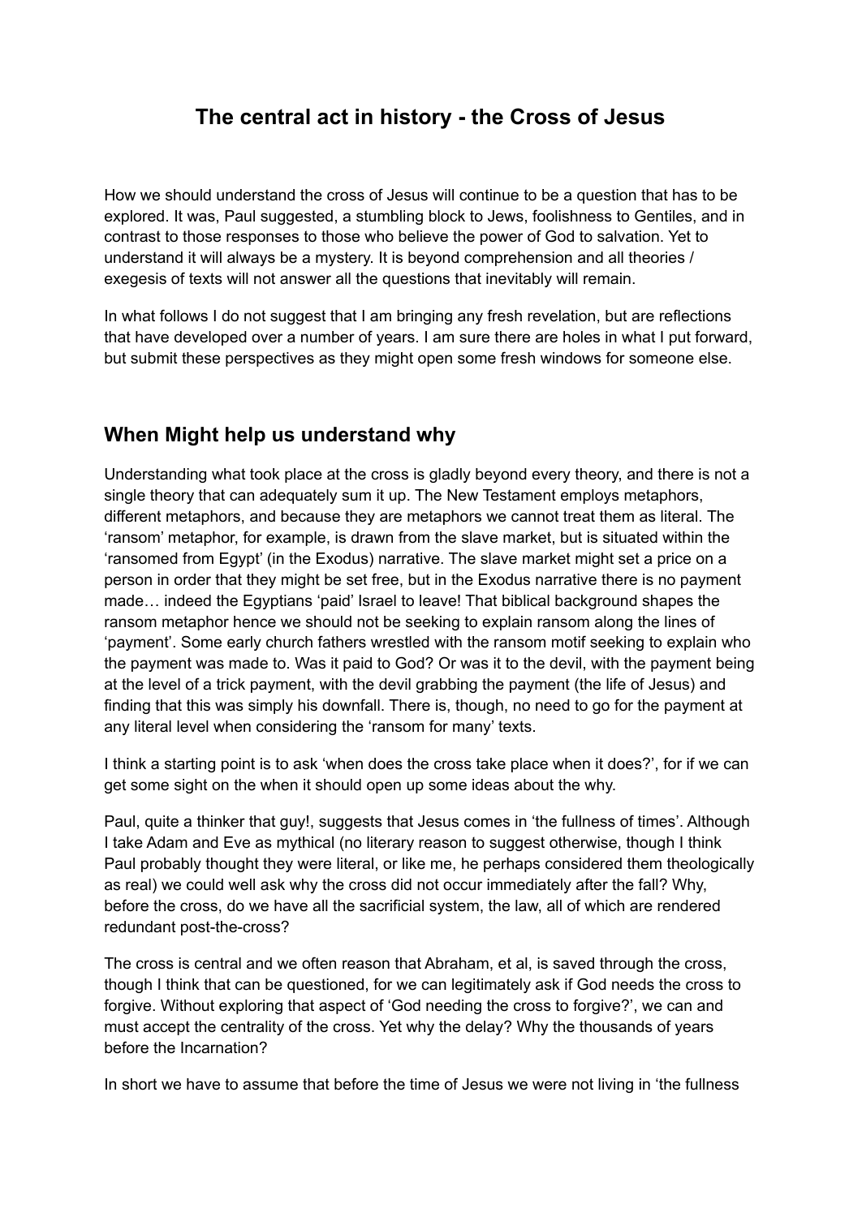# The central act in history - the Cross of Jesus

How we should understand the cross of Jesus will continue to be a question that has to be explored. It was, Paul suggested, a stumbling block to Jews, foolishness to Gentiles, and in contrast to those responses to those who believe the power of God to salvation. Yet to understand it will always be a mystery. It is beyond comprehension and all theories / exegesis of texts will not answer all the questions that inevitably will remain.

In what follows I do not suggest that I am bringing any fresh revelation, but are reflections that have developed over a number of years. I am sure there are holes in what I put forward, but submit these perspectives as they might open some fresh windows for someone else.

## When Might help us understand why

Understanding what took place at the cross is gladly beyond every theory, and there is not a single theory that can adequately sum it up. The New Testament employs metaphors, different metaphors, and because they are metaphors we cannot treat them as literal. The 'ransom' metaphor, for example, is drawn from the slave market, but is situated within the 'ransomed from Egypt' (in the Exodus) narrative. The slave market might set a price on a person in order that they might be set free, but in the Exodus narrative there is no payment made… indeed the Egyptians 'paid' Israel to leave! That biblical background shapes the ransom metaphor hence we should not be seeking to explain ransom along the lines of 'payment'. Some early church fathers wrestled with the ransom motif seeking to explain who the payment was made to. Was it paid to God? Or was it to the devil, with the payment being at the level of a trick payment, with the devil grabbing the payment (the life of Jesus) and finding that this was simply his downfall. There is, though, no need to go for the payment at any literal level when considering the 'ransom for many' texts.

I think a starting point is to ask 'when does the cross take place when it does?', for if we can get some sight on the when it should open up some ideas about the why.

Paul, quite a thinker that guy!, suggests that Jesus comes in 'the fullness of times'. Although I take Adam and Eve as mythical (no literary reason to suggest otherwise, though I think Paul probably thought they were literal, or like me, he perhaps considered them theologically as real) we could well ask why the cross did not occur immediately after the fall? Why, before the cross, do we have all the sacrificial system, the law, all of which are rendered redundant post-the-cross?

The cross is central and we often reason that Abraham, et al, is saved through the cross, though I think that can be questioned, for we can legitimately ask if God needs the cross to forgive. Without exploring that aspect of 'God needing the cross to forgive?', we can and must accept the centrality of the cross. Yet why the delay? Why the thousands of years before the Incarnation?

In short we have to assume that before the time of Jesus we were not living in 'the fullness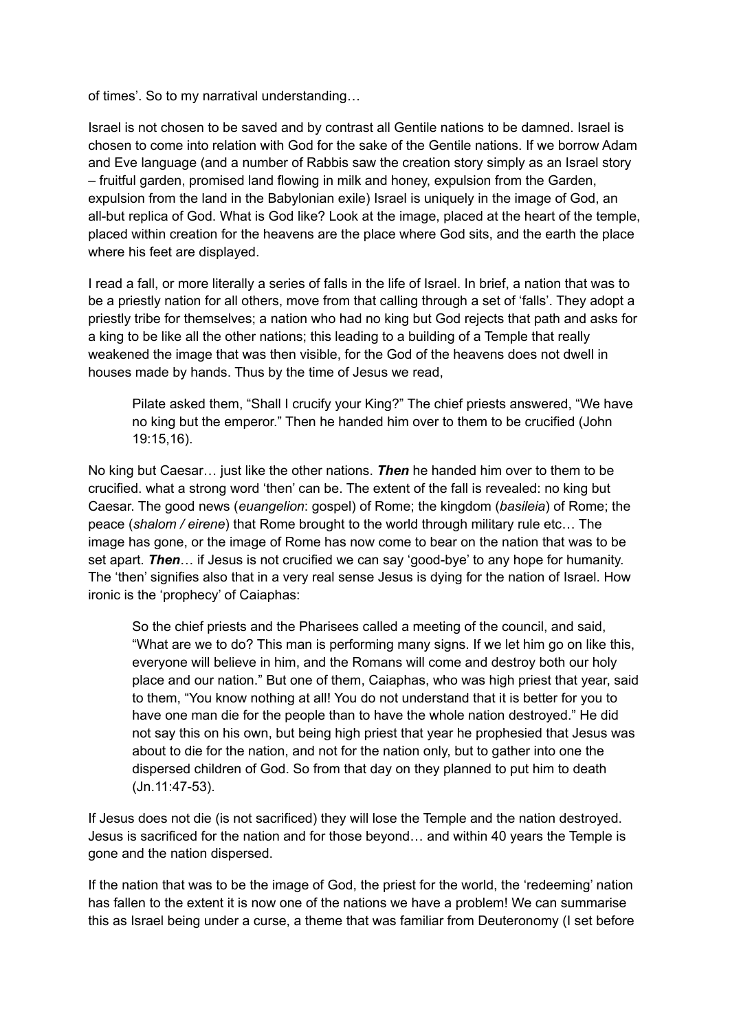of times'. So to my narratival understanding…

Israel is not chosen to be saved and by contrast all Gentile nations to be damned. Israel is chosen to come into relation with God for the sake of the Gentile nations. If we borrow Adam and Eve language (and a number of Rabbis saw the creation story simply as an Israel story – fruitful garden, promised land flowing in milk and honey, expulsion from the Garden, expulsion from the land in the Babylonian exile) Israel is uniquely in the image of God, an all-but replica of God. What is God like? Look at the image, placed at the heart of the temple, placed within creation for the heavens are the place where God sits, and the earth the place where his feet are displayed.

I read a fall, or more literally a series of falls in the life of Israel. In brief, a nation that was to be a priestly nation for all others, move from that calling through a set of 'falls'. They adopt a priestly tribe for themselves; a nation who had no king but God rejects that path and asks for a king to be like all the other nations; this leading to a building of a Temple that really weakened the image that was then visible, for the God of the heavens does not dwell in houses made by hands. Thus by the time of Jesus we read,

> Pilate asked them, "Shall I crucify your King?" The chief priests answered, "We have no king but the emperor." Then he handed him over to them to be crucified (John 19:15,16).

No king but Caesar… just like the other nations. ***Then*** he handed him over to them to be crucified. what a strong word 'then' can be. The extent of the fall is revealed: no king but Caesar. The good news (*euangelion*: gospel) of Rome; the kingdom (*basileia*) of Rome; the peace (*shalom / eirene*) that Rome brought to the world through military rule etc… The image has gone, or the image of Rome has now come to bear on the nation that was to be set apart. ***Then***… if Jesus is not crucified we can say 'good-bye' to any hope for humanity. The 'then' signifies also that in a very real sense Jesus is dying for the nation of Israel. How ironic is the 'prophecy' of Caiaphas:

> So the chief priests and the Pharisees called a meeting of the council, and said, "What are we to do? This man is performing many signs. If we let him go on like this, everyone will believe in him, and the Romans will come and destroy both our holy place and our nation." But one of them, Caiaphas, who was high priest that year, said to them, "You know nothing at all! You do not understand that it is better for you to have one man die for the people than to have the whole nation destroyed." He did not say this on his own, but being high priest that year he prophesied that Jesus was about to die for the nation, and not for the nation only, but to gather into one the dispersed children of God. So from that day on they planned to put him to death (Jn.11:47-53).

If Jesus does not die (is not sacrificed) they will lose the Temple and the nation destroyed. Jesus is sacrificed for the nation and for those beyond… and within 40 years the Temple is gone and the nation dispersed.

If the nation that was to be the image of God, the priest for the world, the 'redeeming' nation has fallen to the extent it is now one of the nations we have a problem! We can summarise this as Israel being under a curse, a theme that was familiar from Deuteronomy (I set before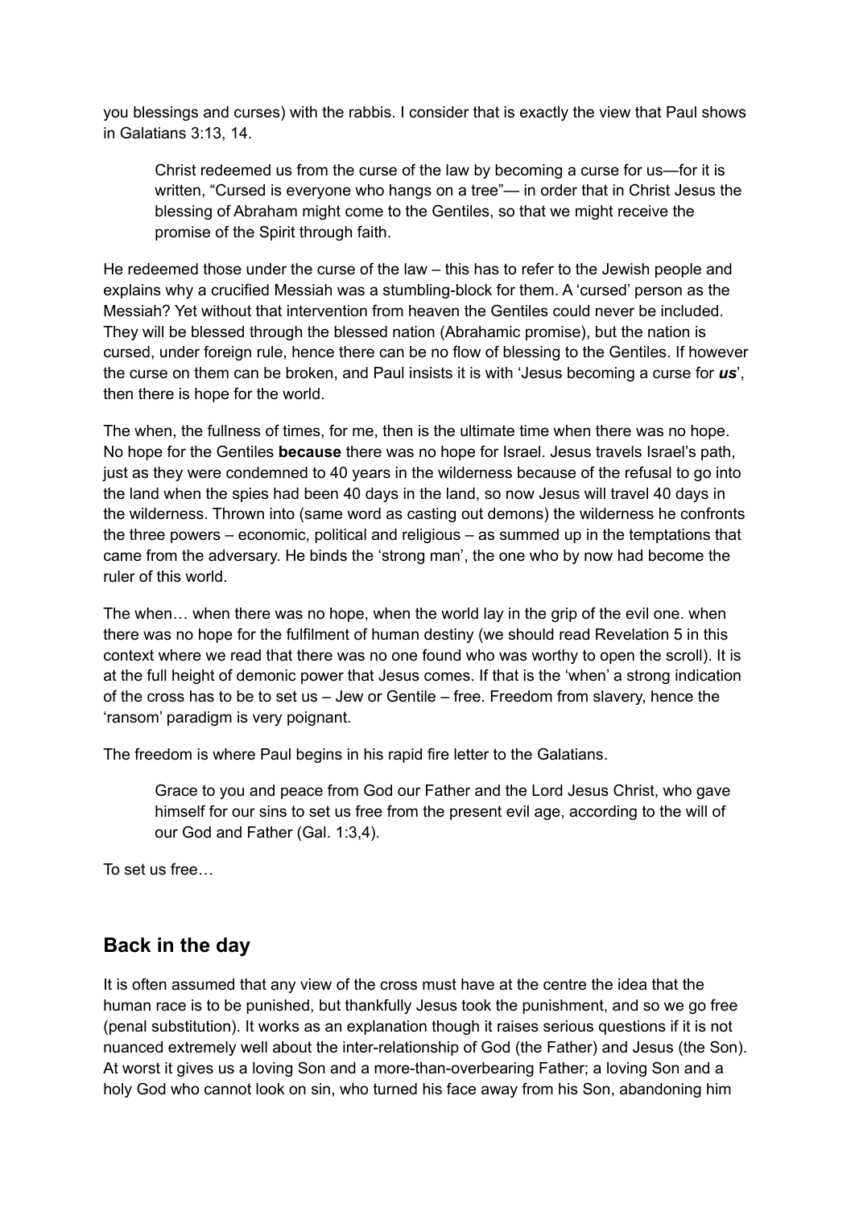you blessings and curses) with the rabbis. I consider that is exactly the view that Paul shows in Galatians 3:13, 14.

> Christ redeemed us from the curse of the law by becoming a curse for us—for it is written, "Cursed is everyone who hangs on a tree"— in order that in Christ Jesus the blessing of Abraham might come to the Gentiles, so that we might receive the promise of the Spirit through faith.

He redeemed those under the curse of the law – this has to refer to the Jewish people and explains why a crucified Messiah was a stumbling-block for them. A 'cursed' person as the Messiah? Yet without that intervention from heaven the Gentiles could never be included. They will be blessed through the blessed nation (Abrahamic promise), but the nation is cursed, under foreign rule, hence there can be no flow of blessing to the Gentiles. If however the curse on them can be broken, and Paul insists it is with 'Jesus becoming a curse for ***us***', then there is hope for the world.

The when, the fullness of times, for me, then is the ultimate time when there was no hope. No hope for the Gentiles **because** there was no hope for Israel. Jesus travels Israel's path, just as they were condemned to 40 years in the wilderness because of the refusal to go into the land when the spies had been 40 days in the land, so now Jesus will travel 40 days in the wilderness. Thrown into (same word as casting out demons) the wilderness he confronts the three powers – economic, political and religious – as summed up in the temptations that came from the adversary. He binds the 'strong man', the one who by now had become the ruler of this world.

The when… when there was no hope, when the world lay in the grip of the evil one. when there was no hope for the fulfilment of human destiny (we should read Revelation 5 in this context where we read that there was no one found who was worthy to open the scroll). It is at the full height of demonic power that Jesus comes. If that is the 'when' a strong indication of the cross has to be to set us – Jew or Gentile – free. Freedom from slavery, hence the 'ransom' paradigm is very poignant.

The freedom is where Paul begins in his rapid fire letter to the Galatians.

> Grace to you and peace from God our Father and the Lord Jesus Christ, who gave himself for our sins to set us free from the present evil age, according to the will of our God and Father (Gal. 1:3,4).

To set us free…

## Back in the day

It is often assumed that any view of the cross must have at the centre the idea that the human race is to be punished, but thankfully Jesus took the punishment, and so we go free (penal substitution). It works as an explanation though it raises serious questions if it is not nuanced extremely well about the inter-relationship of God (the Father) and Jesus (the Son). At worst it gives us a loving Son and a more-than-overbearing Father; a loving Son and a holy God who cannot look on sin, who turned his face away from his Son, abandoning him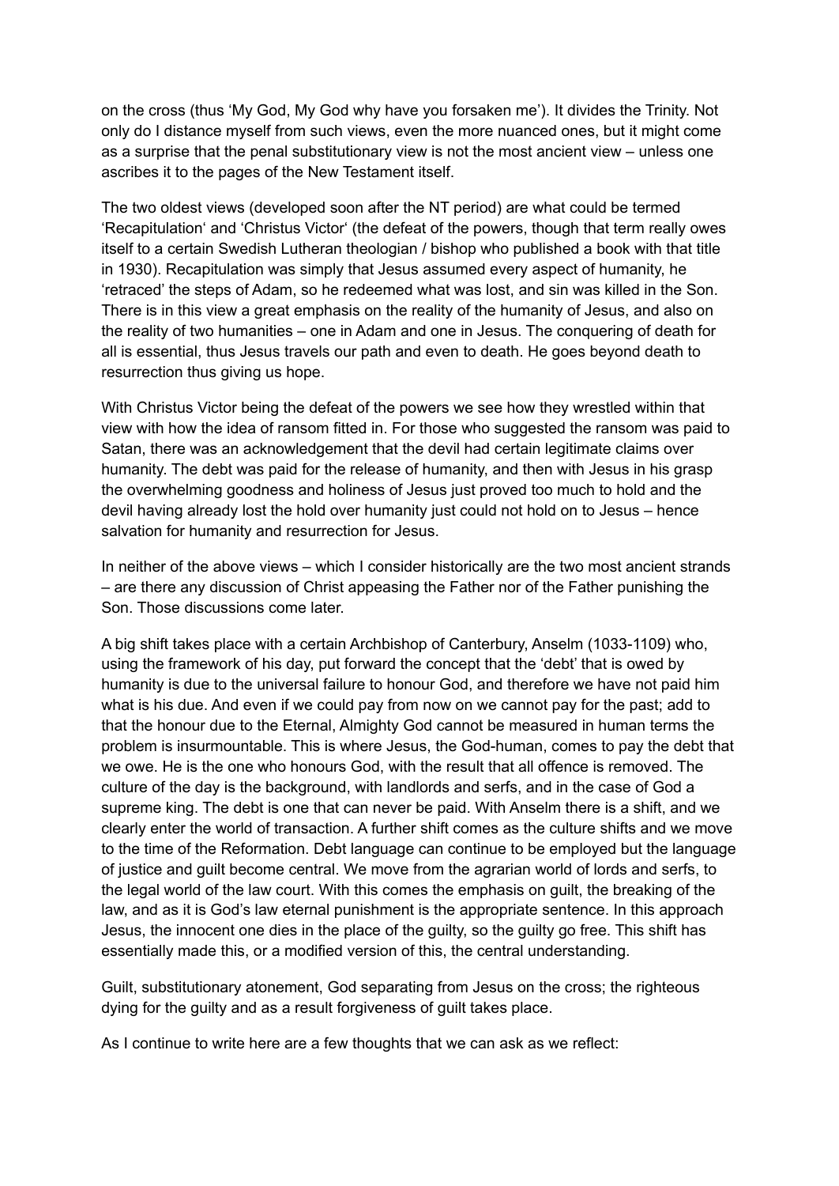on the cross (thus 'My God, My God why have you forsaken me'). It divides the Trinity. Not only do I distance myself from such views, even the more nuanced ones, but it might come as a surprise that the penal substitutionary view is not the most ancient view – unless one ascribes it to the pages of the New Testament itself.

The two oldest views (developed soon after the NT period) are what could be termed 'Recapitulation' and 'Christus Victor' (the defeat of the powers, though that term really owes itself to a certain Swedish Lutheran theologian / bishop who published a book with that title in 1930). Recapitulation was simply that Jesus assumed every aspect of humanity, he 'retraced' the steps of Adam, so he redeemed what was lost, and sin was killed in the Son. There is in this view a great emphasis on the reality of the humanity of Jesus, and also on the reality of two humanities – one in Adam and one in Jesus. The conquering of death for all is essential, thus Jesus travels our path and even to death. He goes beyond death to resurrection thus giving us hope.

With Christus Victor being the defeat of the powers we see how they wrestled within that view with how the idea of ransom fitted in. For those who suggested the ransom was paid to Satan, there was an acknowledgement that the devil had certain legitimate claims over humanity. The debt was paid for the release of humanity, and then with Jesus in his grasp the overwhelming goodness and holiness of Jesus just proved too much to hold and the devil having already lost the hold over humanity just could not hold on to Jesus – hence salvation for humanity and resurrection for Jesus.

In neither of the above views – which I consider historically are the two most ancient strands – are there any discussion of Christ appeasing the Father nor of the Father punishing the Son. Those discussions come later.

A big shift takes place with a certain Archbishop of Canterbury, Anselm (1033-1109) who, using the framework of his day, put forward the concept that the 'debt' that is owed by humanity is due to the universal failure to honour God, and therefore we have not paid him what is his due. And even if we could pay from now on we cannot pay for the past; add to that the honour due to the Eternal, Almighty God cannot be measured in human terms the problem is insurmountable. This is where Jesus, the God-human, comes to pay the debt that we owe. He is the one who honours God, with the result that all offence is removed. The culture of the day is the background, with landlords and serfs, and in the case of God a supreme king. The debt is one that can never be paid. With Anselm there is a shift, and we clearly enter the world of transaction. A further shift comes as the culture shifts and we move to the time of the Reformation. Debt language can continue to be employed but the language of justice and guilt become central. We move from the agrarian world of lords and serfs, to the legal world of the law court. With this comes the emphasis on guilt, the breaking of the law, and as it is God's law eternal punishment is the appropriate sentence. In this approach Jesus, the innocent one dies in the place of the guilty, so the guilty go free. This shift has essentially made this, or a modified version of this, the central understanding.

Guilt, substitutionary atonement, God separating from Jesus on the cross; the righteous dying for the guilty and as a result forgiveness of guilt takes place.

As I continue to write here are a few thoughts that we can ask as we reflect: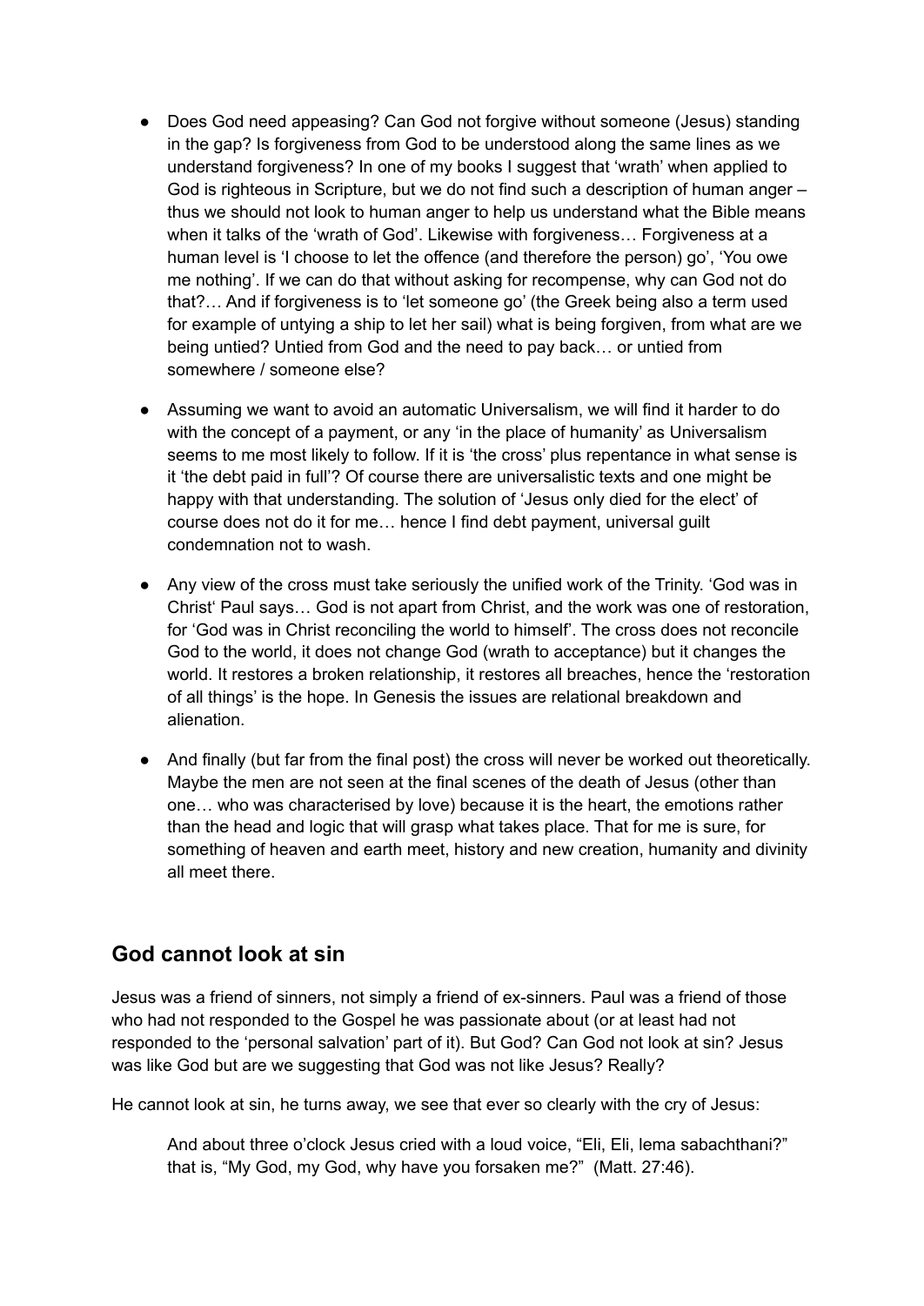- Does God need appeasing? Can God not forgive without someone (Jesus) standing in the gap? Is forgiveness from God to be understood along the same lines as we understand forgiveness? In one of my books I suggest that 'wrath' when applied to God is righteous in Scripture, but we do not find such a description of human anger – thus we should not look to human anger to help us understand what the Bible means when it talks of the 'wrath of God'. Likewise with forgiveness… Forgiveness at a human level is 'I choose to let the offence (and therefore the person) go', 'You owe me nothing'. If we can do that without asking for recompense, why can God not do that?… And if forgiveness is to 'let someone go' (the Greek being also a term used for example of untying a ship to let her sail) what is being forgiven, from what are we being untied? Untied from God and the need to pay back… or untied from somewhere / someone else?

- Assuming we want to avoid an automatic Universalism, we will find it harder to do with the concept of a payment, or any 'in the place of humanity' as Universalism seems to me most likely to follow. If it is 'the cross' plus repentance in what sense is it 'the debt paid in full'? Of course there are universalistic texts and one might be happy with that understanding. The solution of 'Jesus only died for the elect' of course does not do it for me… hence I find debt payment, universal guilt condemnation not to wash.

- Any view of the cross must take seriously the unified work of the Trinity. 'God was in Christ' Paul says… God is not apart from Christ, and the work was one of restoration, for 'God was in Christ reconciling the world to himself'. The cross does not reconcile God to the world, it does not change God (wrath to acceptance) but it changes the world. It restores a broken relationship, it restores all breaches, hence the 'restoration of all things' is the hope. In Genesis the issues are relational breakdown and alienation.

- And finally (but far from the final post) the cross will never be worked out theoretically. Maybe the men are not seen at the final scenes of the death of Jesus (other than one… who was characterised by love) because it is the heart, the emotions rather than the head and logic that will grasp what takes place. That for me is sure, for something of heaven and earth meet, history and new creation, humanity and divinity all meet there.

## God cannot look at sin

Jesus was a friend of sinners, not simply a friend of ex-sinners. Paul was a friend of those who had not responded to the Gospel he was passionate about (or at least had not responded to the 'personal salvation' part of it). But God? Can God not look at sin? Jesus was like God but are we suggesting that God was not like Jesus? Really?

He cannot look at sin, he turns away, we see that ever so clearly with the cry of Jesus:

> And about three o'clock Jesus cried with a loud voice, "Eli, Eli, lema sabachthani?" that is, "My God, my God, why have you forsaken me?" (Matt. 27:46).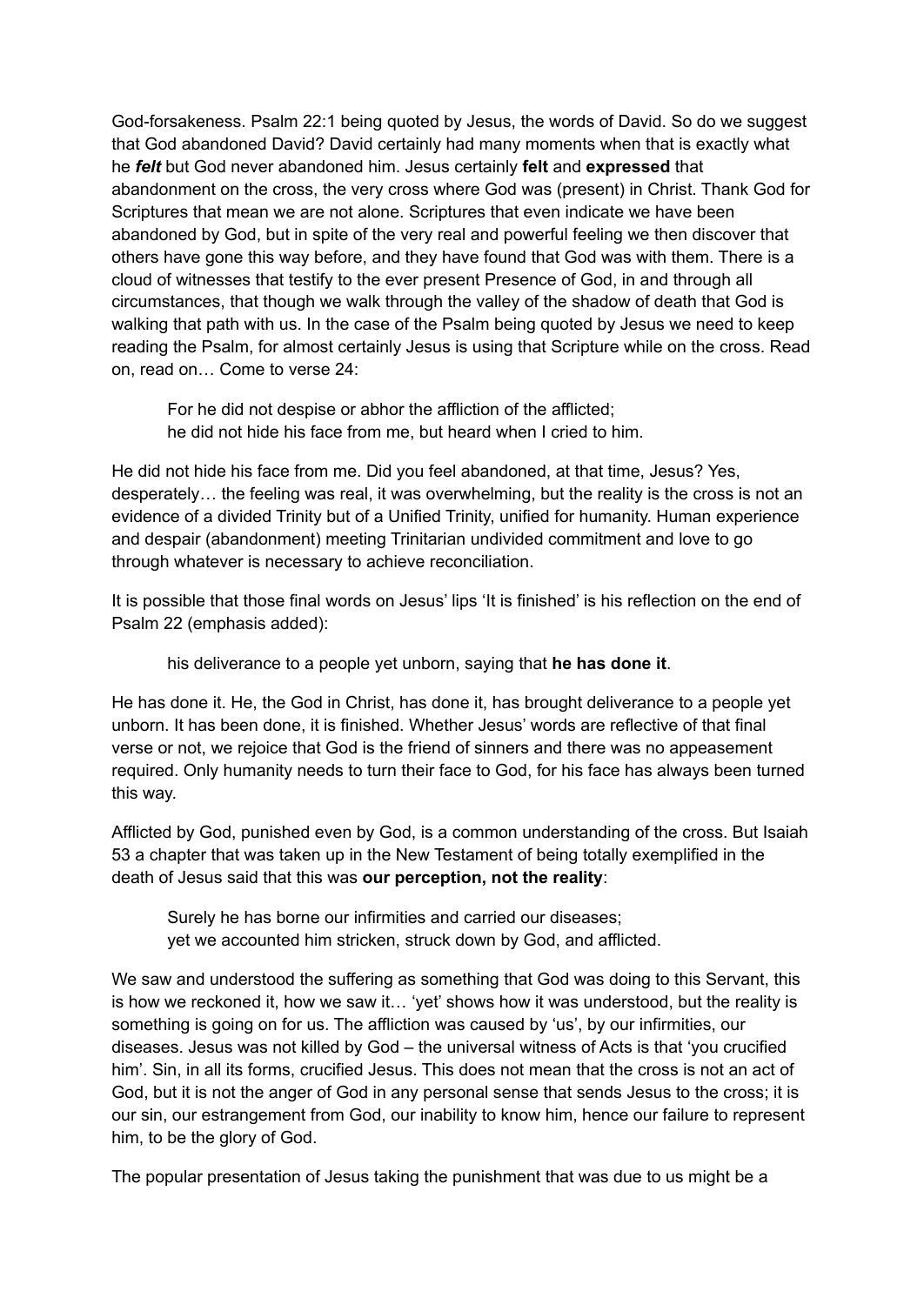God-forsakeness. Psalm 22:1 being quoted by Jesus, the words of David. So do we suggest that God abandoned David? David certainly had many moments when that is exactly what he ***felt*** but God never abandoned him. Jesus certainly **felt** and **expressed** that abandonment on the cross, the very cross where God was (present) in Christ. Thank God for Scriptures that mean we are not alone. Scriptures that even indicate we have been abandoned by God, but in spite of the very real and powerful feeling we then discover that others have gone this way before, and they have found that God was with them. There is a cloud of witnesses that testify to the ever present Presence of God, in and through all circumstances, that though we walk through the valley of the shadow of death that God is walking that path with us. In the case of the Psalm being quoted by Jesus we need to keep reading the Psalm, for almost certainly Jesus is using that Scripture while on the cross. Read on, read on… Come to verse 24:

> For he did not despise or abhor the affliction of the afflicted;
> he did not hide his face from me, but heard when I cried to him.

He did not hide his face from me. Did you feel abandoned, at that time, Jesus? Yes, desperately… the feeling was real, it was overwhelming, but the reality is the cross is not an evidence of a divided Trinity but of a Unified Trinity, unified for humanity. Human experience and despair (abandonment) meeting Trinitarian undivided commitment and love to go through whatever is necessary to achieve reconciliation.

It is possible that those final words on Jesus' lips 'It is finished' is his reflection on the end of Psalm 22 (emphasis added):

> his deliverance to a people yet unborn, saying that **he has done it**.

He has done it. He, the God in Christ, has done it, has brought deliverance to a people yet unborn. It has been done, it is finished. Whether Jesus' words are reflective of that final verse or not, we rejoice that God is the friend of sinners and there was no appeasement required. Only humanity needs to turn their face to God, for his face has always been turned this way.

Afflicted by God, punished even by God, is a common understanding of the cross. But Isaiah 53 a chapter that was taken up in the New Testament of being totally exemplified in the death of Jesus said that this was **our perception, not the reality**:

> Surely he has borne our infirmities and carried our diseases;
> yet we accounted him stricken, struck down by God, and afflicted.

We saw and understood the suffering as something that God was doing to this Servant, this is how we reckoned it, how we saw it… 'yet' shows how it was understood, but the reality is something is going on for us. The affliction was caused by 'us', by our infirmities, our diseases. Jesus was not killed by God – the universal witness of Acts is that 'you crucified him'. Sin, in all its forms, crucified Jesus. This does not mean that the cross is not an act of God, but it is not the anger of God in any personal sense that sends Jesus to the cross; it is our sin, our estrangement from God, our inability to know him, hence our failure to represent him, to be the glory of God.

The popular presentation of Jesus taking the punishment that was due to us might be a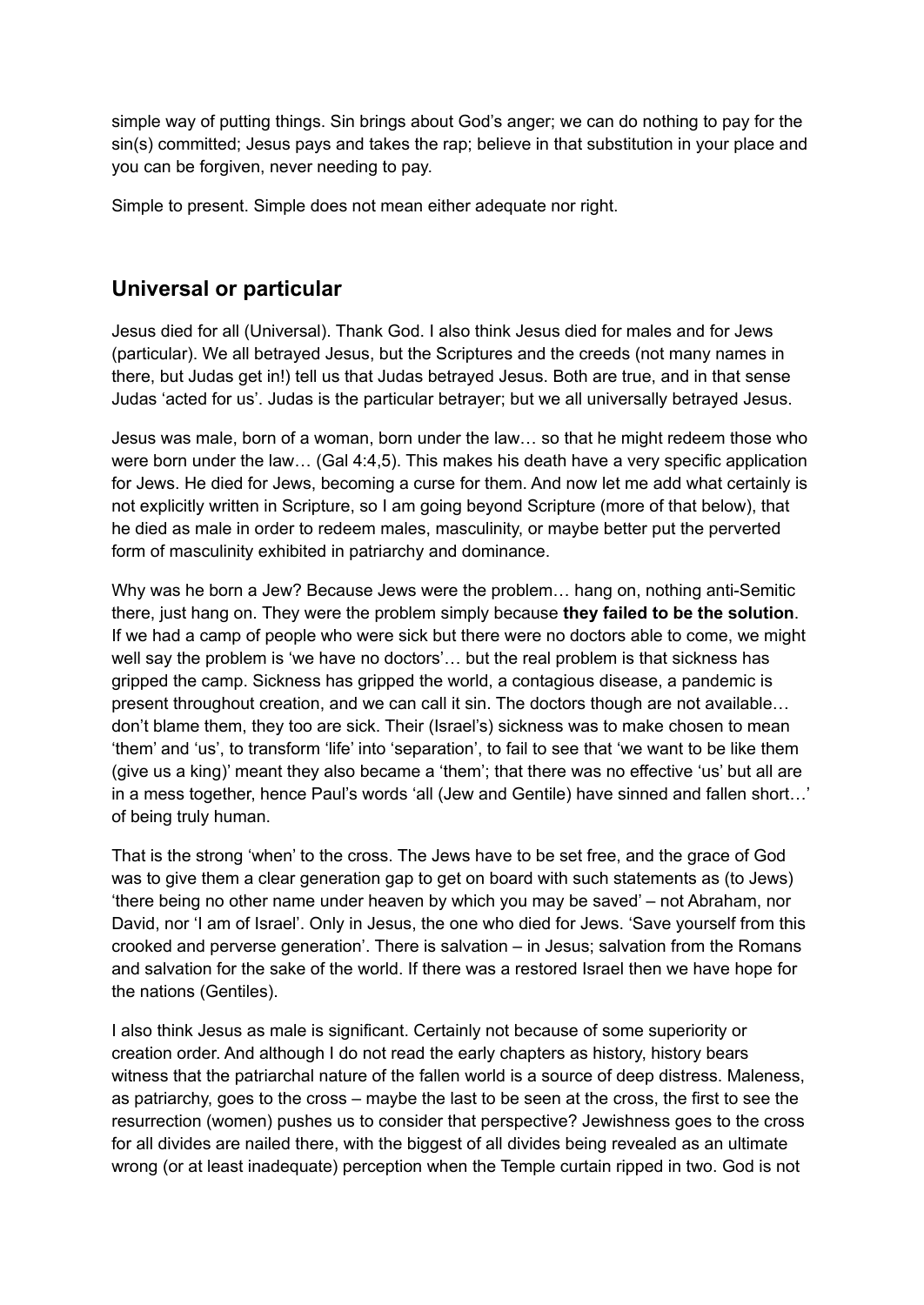simple way of putting things. Sin brings about God's anger; we can do nothing to pay for the sin(s) committed; Jesus pays and takes the rap; believe in that substitution in your place and you can be forgiven, never needing to pay.

Simple to present. Simple does not mean either adequate nor right.

## Universal or particular

Jesus died for all (Universal). Thank God. I also think Jesus died for males and for Jews (particular). We all betrayed Jesus, but the Scriptures and the creeds (not many names in there, but Judas get in!) tell us that Judas betrayed Jesus. Both are true, and in that sense Judas 'acted for us'. Judas is the particular betrayer; but we all universally betrayed Jesus.

Jesus was male, born of a woman, born under the law… so that he might redeem those who were born under the law… (Gal 4:4,5). This makes his death have a very specific application for Jews. He died for Jews, becoming a curse for them. And now let me add what certainly is not explicitly written in Scripture, so I am going beyond Scripture (more of that below), that he died as male in order to redeem males, masculinity, or maybe better put the perverted form of masculinity exhibited in patriarchy and dominance.

Why was he born a Jew? Because Jews were the problem… hang on, nothing anti-Semitic there, just hang on. They were the problem simply because **they failed to be the solution**. If we had a camp of people who were sick but there were no doctors able to come, we might well say the problem is 'we have no doctors'… but the real problem is that sickness has gripped the camp. Sickness has gripped the world, a contagious disease, a pandemic is present throughout creation, and we can call it sin. The doctors though are not available… don't blame them, they too are sick. Their (Israel's) sickness was to make chosen to mean 'them' and 'us', to transform 'life' into 'separation', to fail to see that 'we want to be like them (give us a king)' meant they also became a 'them'; that there was no effective 'us' but all are in a mess together, hence Paul's words 'all (Jew and Gentile) have sinned and fallen short…' of being truly human.

That is the strong 'when' to the cross. The Jews have to be set free, and the grace of God was to give them a clear generation gap to get on board with such statements as (to Jews) 'there being no other name under heaven by which you may be saved' – not Abraham, nor David, nor 'I am of Israel'. Only in Jesus, the one who died for Jews. 'Save yourself from this crooked and perverse generation'. There is salvation – in Jesus; salvation from the Romans and salvation for the sake of the world. If there was a restored Israel then we have hope for the nations (Gentiles).

I also think Jesus as male is significant. Certainly not because of some superiority or creation order. And although I do not read the early chapters as history, history bears witness that the patriarchal nature of the fallen world is a source of deep distress. Maleness, as patriarchy, goes to the cross – maybe the last to be seen at the cross, the first to see the resurrection (women) pushes us to consider that perspective? Jewishness goes to the cross for all divides are nailed there, with the biggest of all divides being revealed as an ultimate wrong (or at least inadequate) perception when the Temple curtain ripped in two. God is not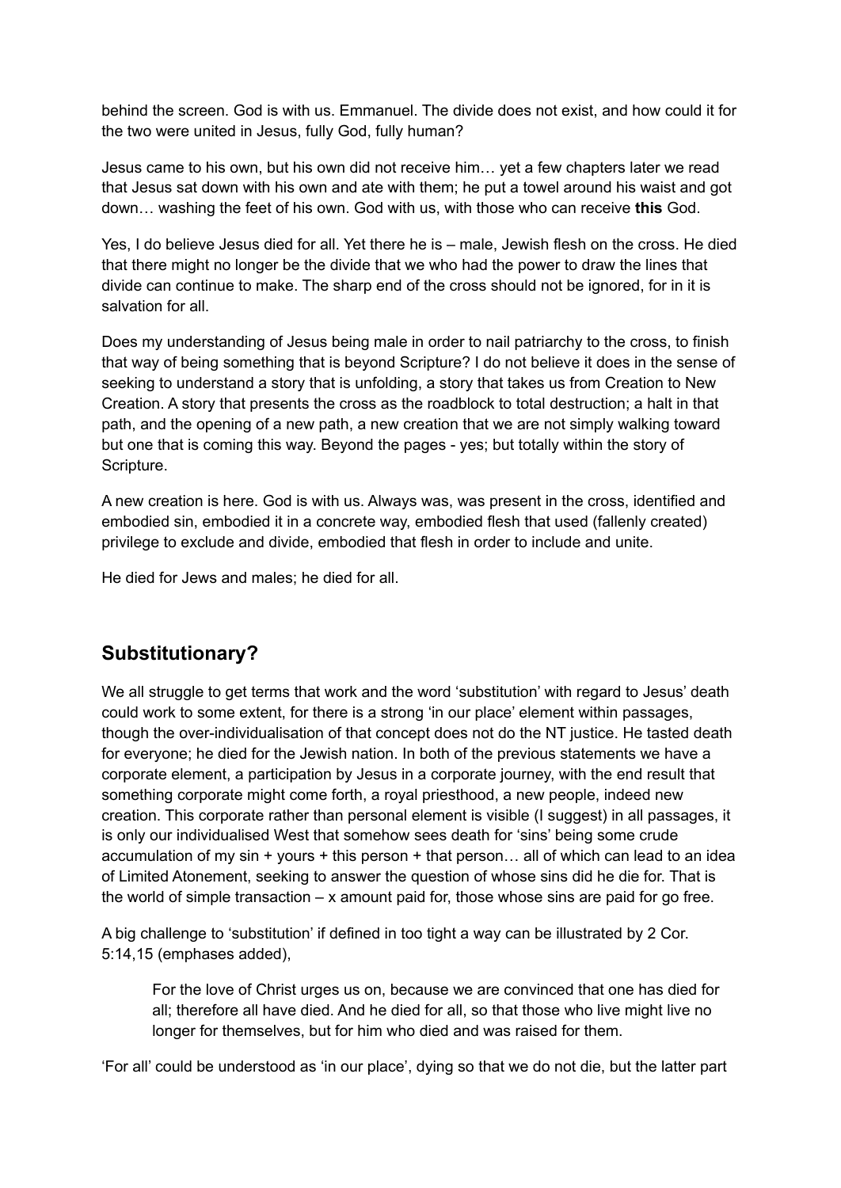behind the screen. God is with us. Emmanuel. The divide does not exist, and how could it for the two were united in Jesus, fully God, fully human?

Jesus came to his own, but his own did not receive him… yet a few chapters later we read that Jesus sat down with his own and ate with them; he put a towel around his waist and got down… washing the feet of his own. God with us, with those who can receive **this** God.

Yes, I do believe Jesus died for all. Yet there he is – male, Jewish flesh on the cross. He died that there might no longer be the divide that we who had the power to draw the lines that divide can continue to make. The sharp end of the cross should not be ignored, for in it is salvation for all.

Does my understanding of Jesus being male in order to nail patriarchy to the cross, to finish that way of being something that is beyond Scripture? I do not believe it does in the sense of seeking to understand a story that is unfolding, a story that takes us from Creation to New Creation. A story that presents the cross as the roadblock to total destruction; a halt in that path, and the opening of a new path, a new creation that we are not simply walking toward but one that is coming this way. Beyond the pages - yes; but totally within the story of Scripture.

A new creation is here. God is with us. Always was, was present in the cross, identified and embodied sin, embodied it in a concrete way, embodied flesh that used (fallenly created) privilege to exclude and divide, embodied that flesh in order to include and unite.

He died for Jews and males; he died for all.

## Substitutionary?

We all struggle to get terms that work and the word 'substitution' with regard to Jesus' death could work to some extent, for there is a strong 'in our place' element within passages, though the over-individualisation of that concept does not do the NT justice. He tasted death for everyone; he died for the Jewish nation. In both of the previous statements we have a corporate element, a participation by Jesus in a corporate journey, with the end result that something corporate might come forth, a royal priesthood, a new people, indeed new creation. This corporate rather than personal element is visible (I suggest) in all passages, it is only our individualised West that somehow sees death for 'sins' being some crude accumulation of my sin + yours + this person + that person… all of which can lead to an idea of Limited Atonement, seeking to answer the question of whose sins did he die for. That is the world of simple transaction – x amount paid for, those whose sins are paid for go free.

A big challenge to 'substitution' if defined in too tight a way can be illustrated by 2 Cor. 5:14,15 (emphases added),

> For the love of Christ urges us on, because we are convinced that one has died for all; therefore all have died. And he died for all, so that those who live might live no longer for themselves, but for him who died and was raised for them.

'For all' could be understood as 'in our place', dying so that we do not die, but the latter part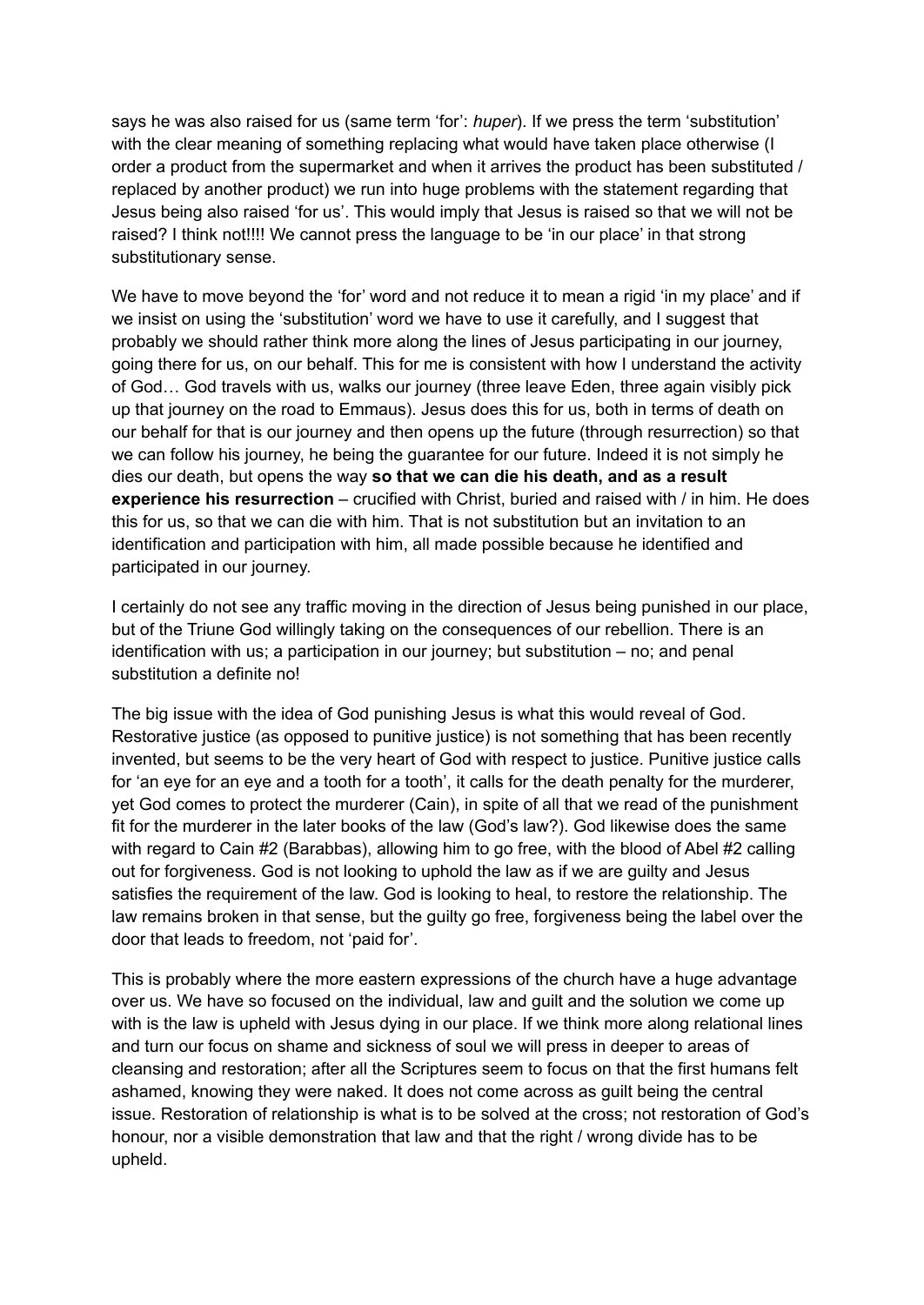says he was also raised for us (same term 'for': *huper*). If we press the term 'substitution' with the clear meaning of something replacing what would have taken place otherwise (I order a product from the supermarket and when it arrives the product has been substituted / replaced by another product) we run into huge problems with the statement regarding that Jesus being also raised 'for us'. This would imply that Jesus is raised so that we will not be raised? I think not!!!! We cannot press the language to be 'in our place' in that strong substitutionary sense.

We have to move beyond the 'for' word and not reduce it to mean a rigid 'in my place' and if we insist on using the 'substitution' word we have to use it carefully, and I suggest that probably we should rather think more along the lines of Jesus participating in our journey, going there for us, on our behalf. This for me is consistent with how I understand the activity of God… God travels with us, walks our journey (three leave Eden, three again visibly pick up that journey on the road to Emmaus). Jesus does this for us, both in terms of death on our behalf for that is our journey and then opens up the future (through resurrection) so that we can follow his journey, he being the guarantee for our future. Indeed it is not simply he dies our death, but opens the way **so that we can die his death, and as a result experience his resurrection** – crucified with Christ, buried and raised with / in him. He does this for us, so that we can die with him. That is not substitution but an invitation to an identification and participation with him, all made possible because he identified and participated in our journey.

I certainly do not see any traffic moving in the direction of Jesus being punished in our place, but of the Triune God willingly taking on the consequences of our rebellion. There is an identification with us; a participation in our journey; but substitution – no; and penal substitution a definite no!

The big issue with the idea of God punishing Jesus is what this would reveal of God. Restorative justice (as opposed to punitive justice) is not something that has been recently invented, but seems to be the very heart of God with respect to justice. Punitive justice calls for 'an eye for an eye and a tooth for a tooth', it calls for the death penalty for the murderer, yet God comes to protect the murderer (Cain), in spite of all that we read of the punishment fit for the murderer in the later books of the law (God's law?). God likewise does the same with regard to Cain #2 (Barabbas), allowing him to go free, with the blood of Abel #2 calling out for forgiveness. God is not looking to uphold the law as if we are guilty and Jesus satisfies the requirement of the law. God is looking to heal, to restore the relationship. The law remains broken in that sense, but the guilty go free, forgiveness being the label over the door that leads to freedom, not 'paid for'.

This is probably where the more eastern expressions of the church have a huge advantage over us. We have so focused on the individual, law and guilt and the solution we come up with is the law is upheld with Jesus dying in our place. If we think more along relational lines and turn our focus on shame and sickness of soul we will press in deeper to areas of cleansing and restoration; after all the Scriptures seem to focus on that the first humans felt ashamed, knowing they were naked. It does not come across as guilt being the central issue. Restoration of relationship is what is to be solved at the cross; not restoration of God's honour, nor a visible demonstration that law and that the right / wrong divide has to be upheld.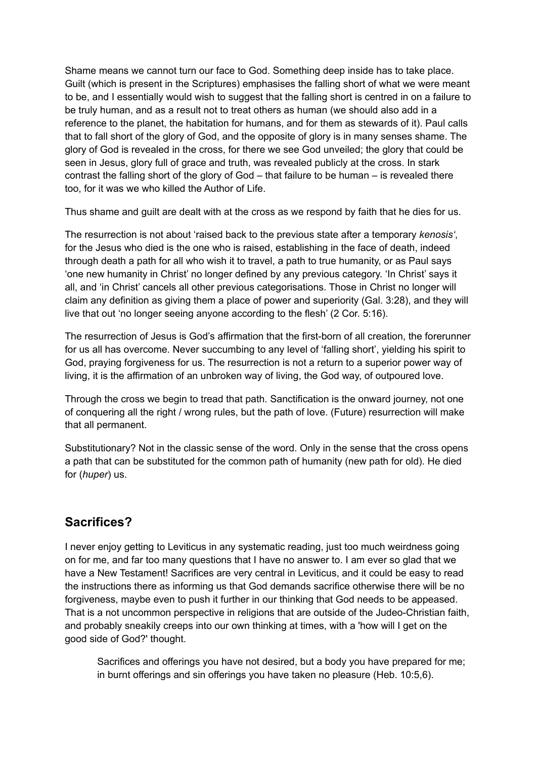Shame means we cannot turn our face to God. Something deep inside has to take place. Guilt (which is present in the Scriptures) emphasises the falling short of what we were meant to be, and I essentially would wish to suggest that the falling short is centred in on a failure to be truly human, and as a result not to treat others as human (we should also add in a reference to the planet, the habitation for humans, and for them as stewards of it). Paul calls that to fall short of the glory of God, and the opposite of glory is in many senses shame. The glory of God is revealed in the cross, for there we see God unveiled; the glory that could be seen in Jesus, glory full of grace and truth, was revealed publicly at the cross. In stark contrast the falling short of the glory of God – that failure to be human – is revealed there too, for it was we who killed the Author of Life.

Thus shame and guilt are dealt with at the cross as we respond by faith that he dies for us.

The resurrection is not about 'raised back to the previous state after a temporary *kenosis*', for the Jesus who died is the one who is raised, establishing in the face of death, indeed through death a path for all who wish it to travel, a path to true humanity, or as Paul says 'one new humanity in Christ' no longer defined by any previous category. 'In Christ' says it all, and 'in Christ' cancels all other previous categorisations. Those in Christ no longer will claim any definition as giving them a place of power and superiority (Gal. 3:28), and they will live that out 'no longer seeing anyone according to the flesh' (2 Cor. 5:16).

The resurrection of Jesus is God's affirmation that the first-born of all creation, the forerunner for us all has overcome. Never succumbing to any level of 'falling short', yielding his spirit to God, praying forgiveness for us. The resurrection is not a return to a superior power way of living, it is the affirmation of an unbroken way of living, the God way, of outpoured love.

Through the cross we begin to tread that path. Sanctification is the onward journey, not one of conquering all the right / wrong rules, but the path of love. (Future) resurrection will make that all permanent.

Substitutionary? Not in the classic sense of the word. Only in the sense that the cross opens a path that can be substituted for the common path of humanity (new path for old). He died for (*huper*) us.

## Sacrifices?

I never enjoy getting to Leviticus in any systematic reading, just too much weirdness going on for me, and far too many questions that I have no answer to. I am ever so glad that we have a New Testament! Sacrifices are very central in Leviticus, and it could be easy to read the instructions there as informing us that God demands sacrifice otherwise there will be no forgiveness, maybe even to push it further in our thinking that God needs to be appeased. That is a not uncommon perspective in religions that are outside of the Judeo-Christian faith, and probably sneakily creeps into our own thinking at times, with a 'how will I get on the good side of God?' thought.

> Sacrifices and offerings you have not desired, but a body you have prepared for me; in burnt offerings and sin offerings you have taken no pleasure (Heb. 10:5,6).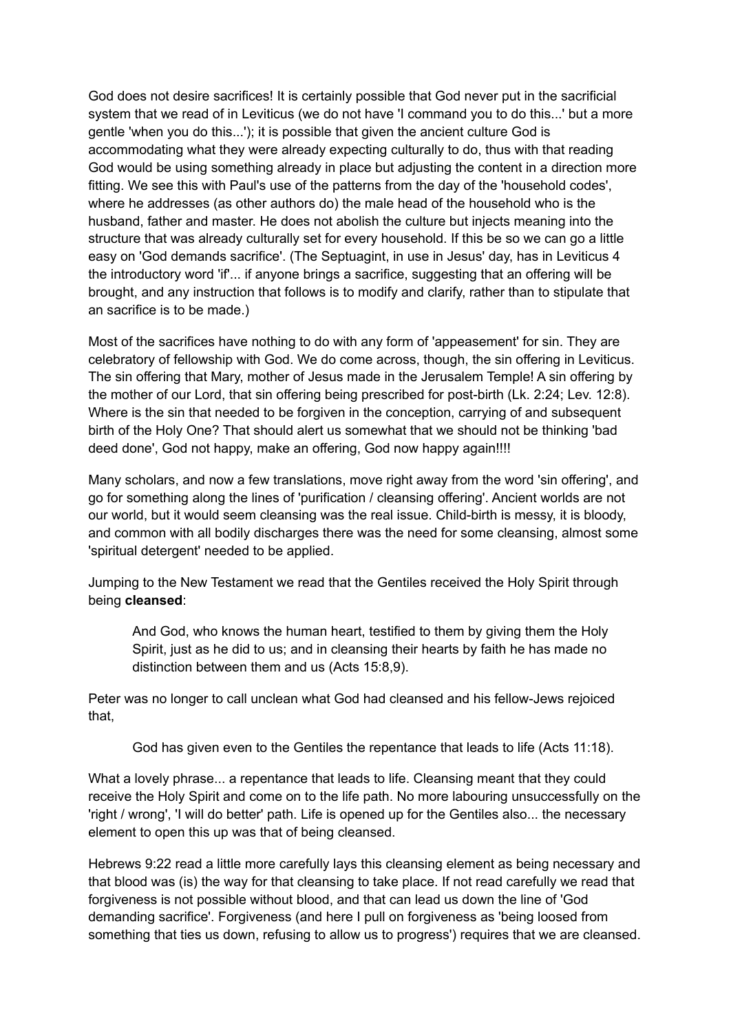God does not desire sacrifices! It is certainly possible that God never put in the sacrificial system that we read of in Leviticus (we do not have 'I command you to do this...' but a more gentle 'when you do this...'); it is possible that given the ancient culture God is accommodating what they were already expecting culturally to do, thus with that reading God would be using something already in place but adjusting the content in a direction more fitting. We see this with Paul's use of the patterns from the day of the 'household codes', where he addresses (as other authors do) the male head of the household who is the husband, father and master. He does not abolish the culture but injects meaning into the structure that was already culturally set for every household. If this be so we can go a little easy on 'God demands sacrifice'. (The Septuagint, in use in Jesus' day, has in Leviticus 4 the introductory word 'if'... if anyone brings a sacrifice, suggesting that an offering will be brought, and any instruction that follows is to modify and clarify, rather than to stipulate that an sacrifice is to be made.)

Most of the sacrifices have nothing to do with any form of 'appeasement' for sin. They are celebratory of fellowship with God. We do come across, though, the sin offering in Leviticus. The sin offering that Mary, mother of Jesus made in the Jerusalem Temple! A sin offering by the mother of our Lord, that sin offering being prescribed for post-birth (Lk. 2:24; Lev. 12:8). Where is the sin that needed to be forgiven in the conception, carrying of and subsequent birth of the Holy One? That should alert us somewhat that we should not be thinking 'bad deed done', God not happy, make an offering, God now happy again!!!!

Many scholars, and now a few translations, move right away from the word 'sin offering', and go for something along the lines of 'purification / cleansing offering'. Ancient worlds are not our world, but it would seem cleansing was the real issue. Child-birth is messy, it is bloody, and common with all bodily discharges there was the need for some cleansing, almost some 'spiritual detergent' needed to be applied.

Jumping to the New Testament we read that the Gentiles received the Holy Spirit through being **cleansed**:

> And God, who knows the human heart, testified to them by giving them the Holy Spirit, just as he did to us; and in cleansing their hearts by faith he has made no distinction between them and us (Acts 15:8,9).

Peter was no longer to call unclean what God had cleansed and his fellow-Jews rejoiced that,

> God has given even to the Gentiles the repentance that leads to life (Acts 11:18).

What a lovely phrase... a repentance that leads to life. Cleansing meant that they could receive the Holy Spirit and come on to the life path. No more labouring unsuccessfully on the 'right / wrong', 'I will do better' path. Life is opened up for the Gentiles also... the necessary element to open this up was that of being cleansed.

Hebrews 9:22 read a little more carefully lays this cleansing element as being necessary and that blood was (is) the way for that cleansing to take place. If not read carefully we read that forgiveness is not possible without blood, and that can lead us down the line of 'God demanding sacrifice'. Forgiveness (and here I pull on forgiveness as 'being loosed from something that ties us down, refusing to allow us to progress') requires that we are cleansed.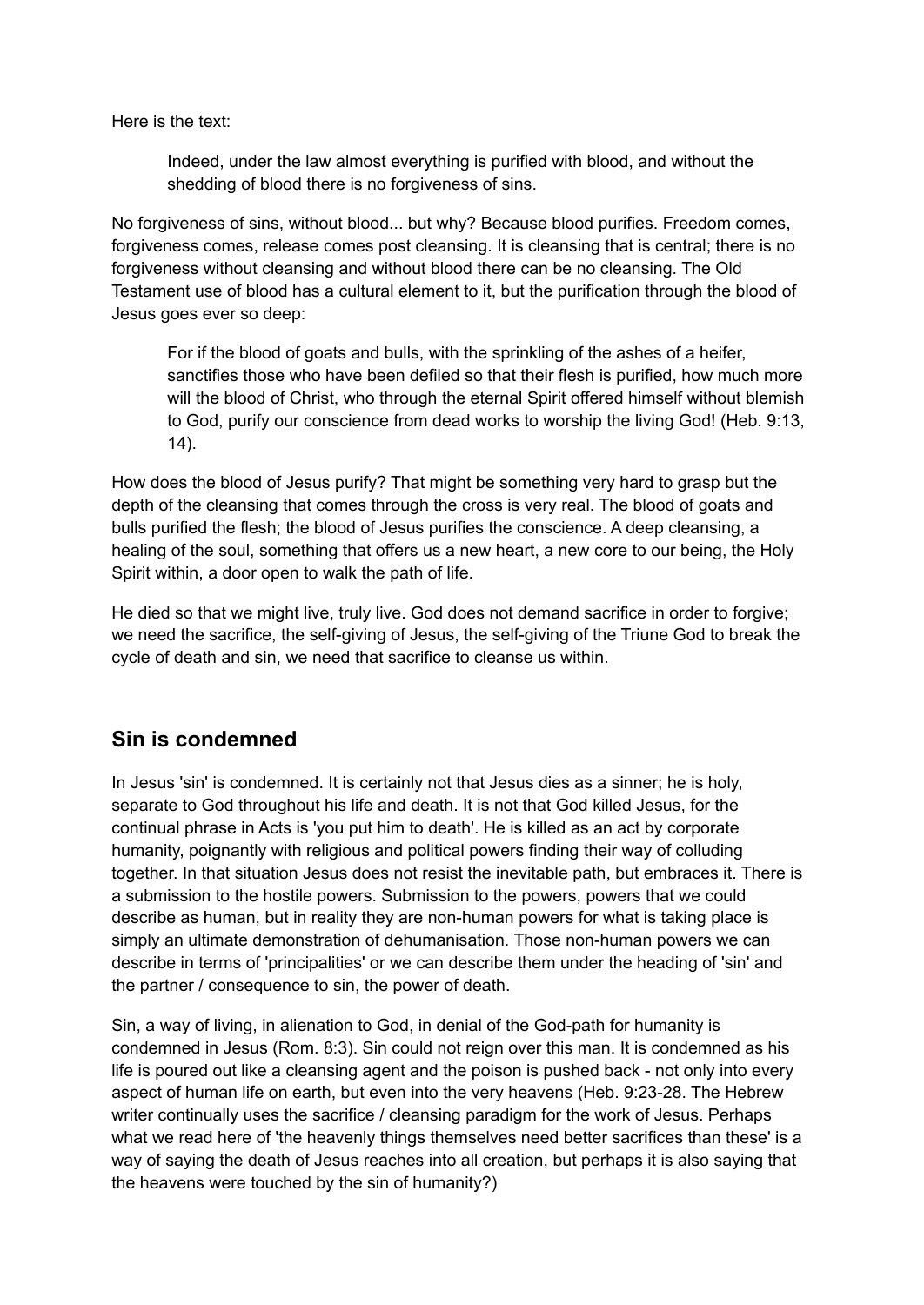Here is the text:

> Indeed, under the law almost everything is purified with blood, and without the shedding of blood there is no forgiveness of sins.

No forgiveness of sins, without blood... but why? Because blood purifies. Freedom comes, forgiveness comes, release comes post cleansing. It is cleansing that is central; there is no forgiveness without cleansing and without blood there can be no cleansing. The Old Testament use of blood has a cultural element to it, but the purification through the blood of Jesus goes ever so deep:

> For if the blood of goats and bulls, with the sprinkling of the ashes of a heifer, sanctifies those who have been defiled so that their flesh is purified, how much more will the blood of Christ, who through the eternal Spirit offered himself without blemish to God, purify our conscience from dead works to worship the living God! (Heb. 9:13, 14).

How does the blood of Jesus purify? That might be something very hard to grasp but the depth of the cleansing that comes through the cross is very real. The blood of goats and bulls purified the flesh; the blood of Jesus purifies the conscience. A deep cleansing, a healing of the soul, something that offers us a new heart, a new core to our being, the Holy Spirit within, a door open to walk the path of life.

He died so that we might live, truly live. God does not demand sacrifice in order to forgive; we need the sacrifice, the self-giving of Jesus, the self-giving of the Triune God to break the cycle of death and sin, we need that sacrifice to cleanse us within.

## Sin is condemned

In Jesus 'sin' is condemned. It is certainly not that Jesus dies as a sinner; he is holy, separate to God throughout his life and death. It is not that God killed Jesus, for the continual phrase in Acts is 'you put him to death'. He is killed as an act by corporate humanity, poignantly with religious and political powers finding their way of colluding together. In that situation Jesus does not resist the inevitable path, but embraces it. There is a submission to the hostile powers. Submission to the powers, powers that we could describe as human, but in reality they are non-human powers for what is taking place is simply an ultimate demonstration of dehumanisation. Those non-human powers we can describe in terms of 'principalities' or we can describe them under the heading of 'sin' and the partner / consequence to sin, the power of death.

Sin, a way of living, in alienation to God, in denial of the God-path for humanity is condemned in Jesus (Rom. 8:3). Sin could not reign over this man. It is condemned as his life is poured out like a cleansing agent and the poison is pushed back - not only into every aspect of human life on earth, but even into the very heavens (Heb. 9:23-28. The Hebrew writer continually uses the sacrifice / cleansing paradigm for the work of Jesus. Perhaps what we read here of 'the heavenly things themselves need better sacrifices than these' is a way of saying the death of Jesus reaches into all creation, but perhaps it is also saying that the heavens were touched by the sin of humanity?)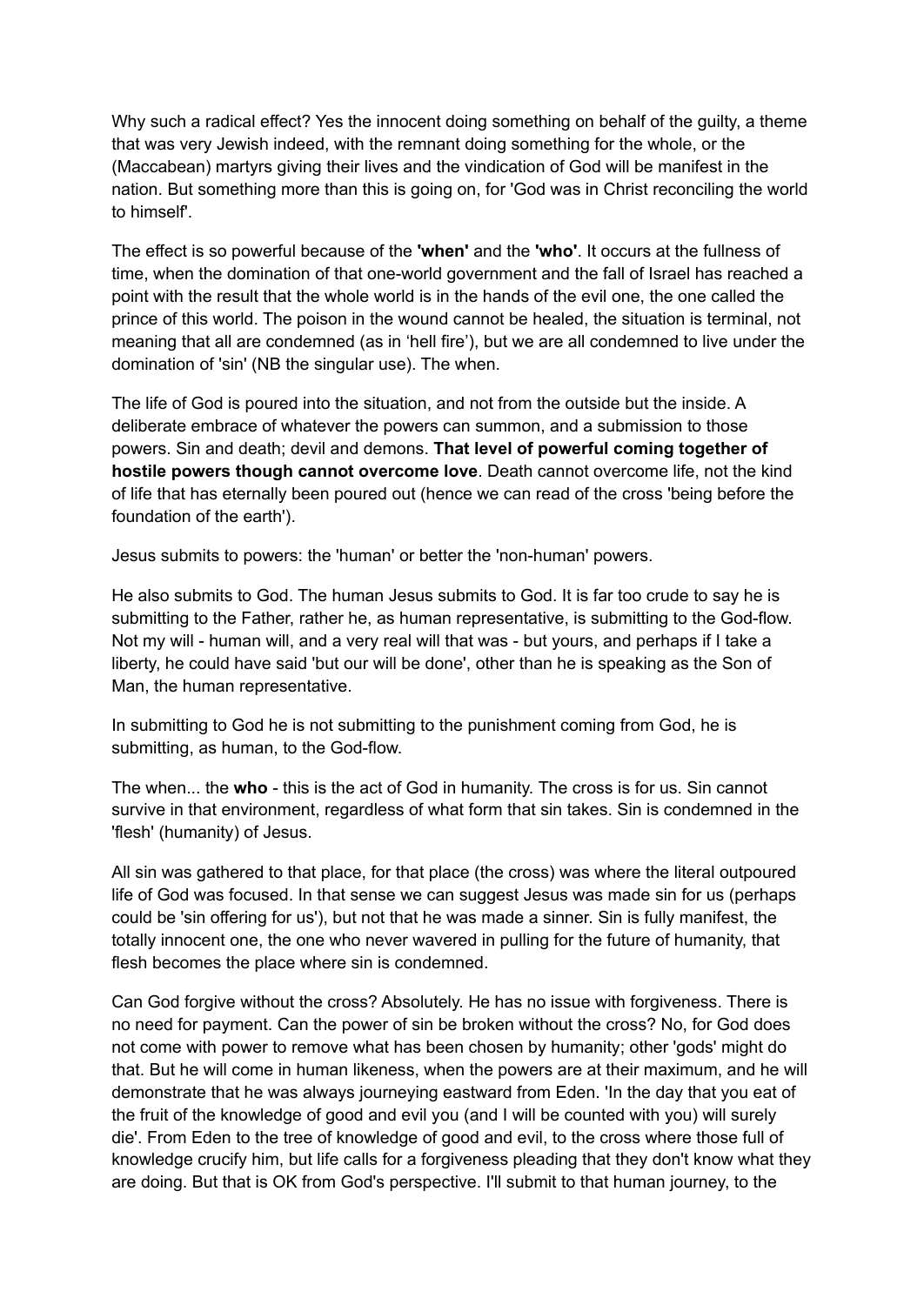Why such a radical effect? Yes the innocent doing something on behalf of the guilty, a theme that was very Jewish indeed, with the remnant doing something for the whole, or the (Maccabean) martyrs giving their lives and the vindication of God will be manifest in the nation. But something more than this is going on, for 'God was in Christ reconciling the world to himself'.

The effect is so powerful because of the **'when'** and the **'who'**. It occurs at the fullness of time, when the domination of that one-world government and the fall of Israel has reached a point with the result that the whole world is in the hands of the evil one, the one called the prince of this world. The poison in the wound cannot be healed, the situation is terminal, not meaning that all are condemned (as in 'hell fire'), but we are all condemned to live under the domination of 'sin' (NB the singular use). The when.

The life of God is poured into the situation, and not from the outside but the inside. A deliberate embrace of whatever the powers can summon, and a submission to those powers. Sin and death; devil and demons. **That level of powerful coming together of hostile powers though cannot overcome love**. Death cannot overcome life, not the kind of life that has eternally been poured out (hence we can read of the cross 'being before the foundation of the earth').

Jesus submits to powers: the 'human' or better the 'non-human' powers.

He also submits to God. The human Jesus submits to God. It is far too crude to say he is submitting to the Father, rather he, as human representative, is submitting to the God-flow. Not my will - human will, and a very real will that was - but yours, and perhaps if I take a liberty, he could have said 'but our will be done', other than he is speaking as the Son of Man, the human representative.

In submitting to God he is not submitting to the punishment coming from God, he is submitting, as human, to the God-flow.

The when... the **who** - this is the act of God in humanity. The cross is for us. Sin cannot survive in that environment, regardless of what form that sin takes. Sin is condemned in the 'flesh' (humanity) of Jesus.

All sin was gathered to that place, for that place (the cross) was where the literal outpoured life of God was focused. In that sense we can suggest Jesus was made sin for us (perhaps could be 'sin offering for us'), but not that he was made a sinner. Sin is fully manifest, the totally innocent one, the one who never wavered in pulling for the future of humanity, that flesh becomes the place where sin is condemned.

Can God forgive without the cross? Absolutely. He has no issue with forgiveness. There is no need for payment. Can the power of sin be broken without the cross? No, for God does not come with power to remove what has been chosen by humanity; other 'gods' might do that. But he will come in human likeness, when the powers are at their maximum, and he will demonstrate that he was always journeying eastward from Eden. 'In the day that you eat of the fruit of the knowledge of good and evil you (and I will be counted with you) will surely die'. From Eden to the tree of knowledge of good and evil, to the cross where those full of knowledge crucify him, but life calls for a forgiveness pleading that they don't know what they are doing. But that is OK from God's perspective. I'll submit to that human journey, to the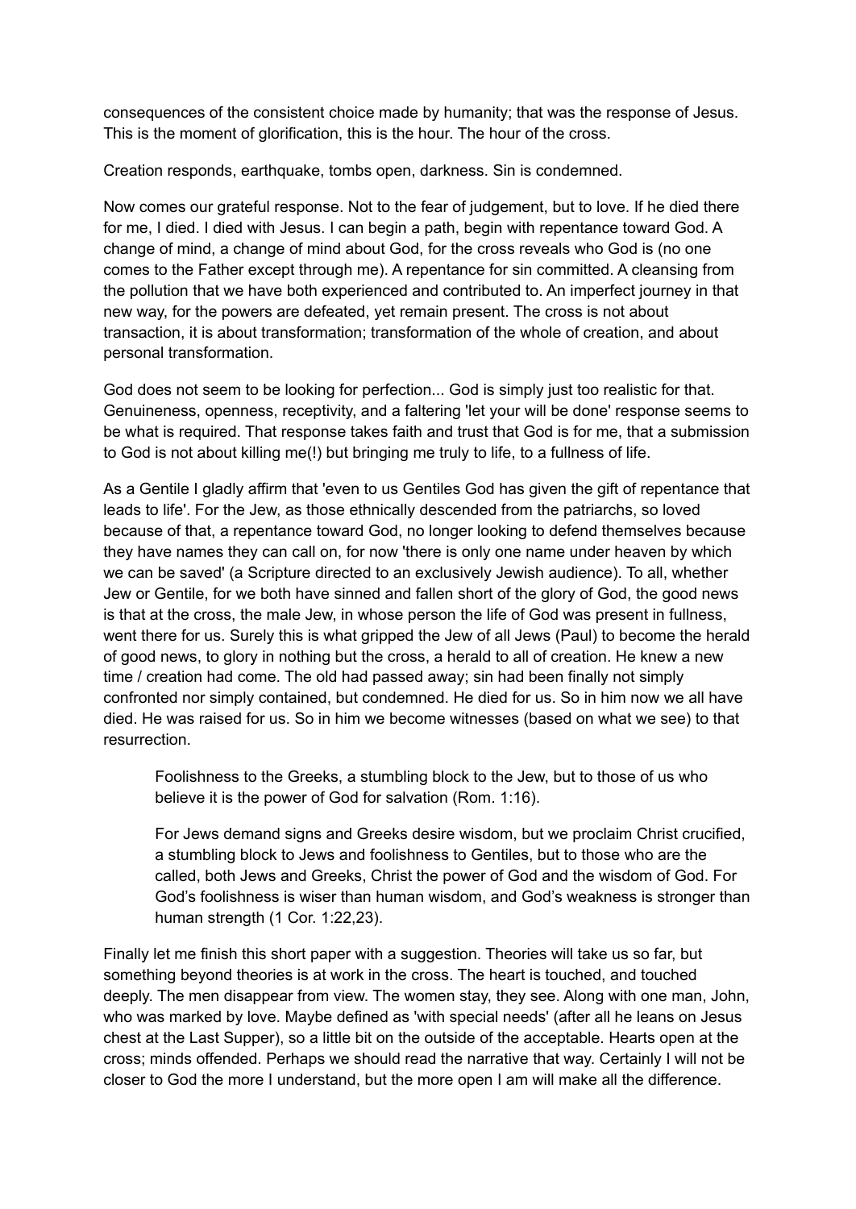consequences of the consistent choice made by humanity; that was the response of Jesus. This is the moment of glorification, this is the hour. The hour of the cross.

Creation responds, earthquake, tombs open, darkness. Sin is condemned.

Now comes our grateful response. Not to the fear of judgement, but to love. If he died there for me, I died. I died with Jesus. I can begin a path, begin with repentance toward God. A change of mind, a change of mind about God, for the cross reveals who God is (no one comes to the Father except through me). A repentance for sin committed. A cleansing from the pollution that we have both experienced and contributed to. An imperfect journey in that new way, for the powers are defeated, yet remain present. The cross is not about transaction, it is about transformation; transformation of the whole of creation, and about personal transformation.

God does not seem to be looking for perfection... God is simply just too realistic for that. Genuineness, openness, receptivity, and a faltering 'let your will be done' response seems to be what is required. That response takes faith and trust that God is for me, that a submission to God is not about killing me(!) but bringing me truly to life, to a fullness of life.

As a Gentile I gladly affirm that 'even to us Gentiles God has given the gift of repentance that leads to life'. For the Jew, as those ethnically descended from the patriarchs, so loved because of that, a repentance toward God, no longer looking to defend themselves because they have names they can call on, for now 'there is only one name under heaven by which we can be saved' (a Scripture directed to an exclusively Jewish audience). To all, whether Jew or Gentile, for we both have sinned and fallen short of the glory of God, the good news is that at the cross, the male Jew, in whose person the life of God was present in fullness, went there for us. Surely this is what gripped the Jew of all Jews (Paul) to become the herald of good news, to glory in nothing but the cross, a herald to all of creation. He knew a new time / creation had come. The old had passed away; sin had been finally not simply confronted nor simply contained, but condemned. He died for us. So in him now we all have died. He was raised for us. So in him we become witnesses (based on what we see) to that resurrection.

> Foolishness to the Greeks, a stumbling block to the Jew, but to those of us who believe it is the power of God for salvation (Rom. 1:16).
>
> For Jews demand signs and Greeks desire wisdom, but we proclaim Christ crucified, a stumbling block to Jews and foolishness to Gentiles, but to those who are the called, both Jews and Greeks, Christ the power of God and the wisdom of God. For God's foolishness is wiser than human wisdom, and God's weakness is stronger than human strength (1 Cor. 1:22,23).

Finally let me finish this short paper with a suggestion. Theories will take us so far, but something beyond theories is at work in the cross. The heart is touched, and touched deeply. The men disappear from view. The women stay, they see. Along with one man, John, who was marked by love. Maybe defined as 'with special needs' (after all he leans on Jesus chest at the Last Supper), so a little bit on the outside of the acceptable. Hearts open at the cross; minds offended. Perhaps we should read the narrative that way. Certainly I will not be closer to God the more I understand, but the more open I am will make all the difference.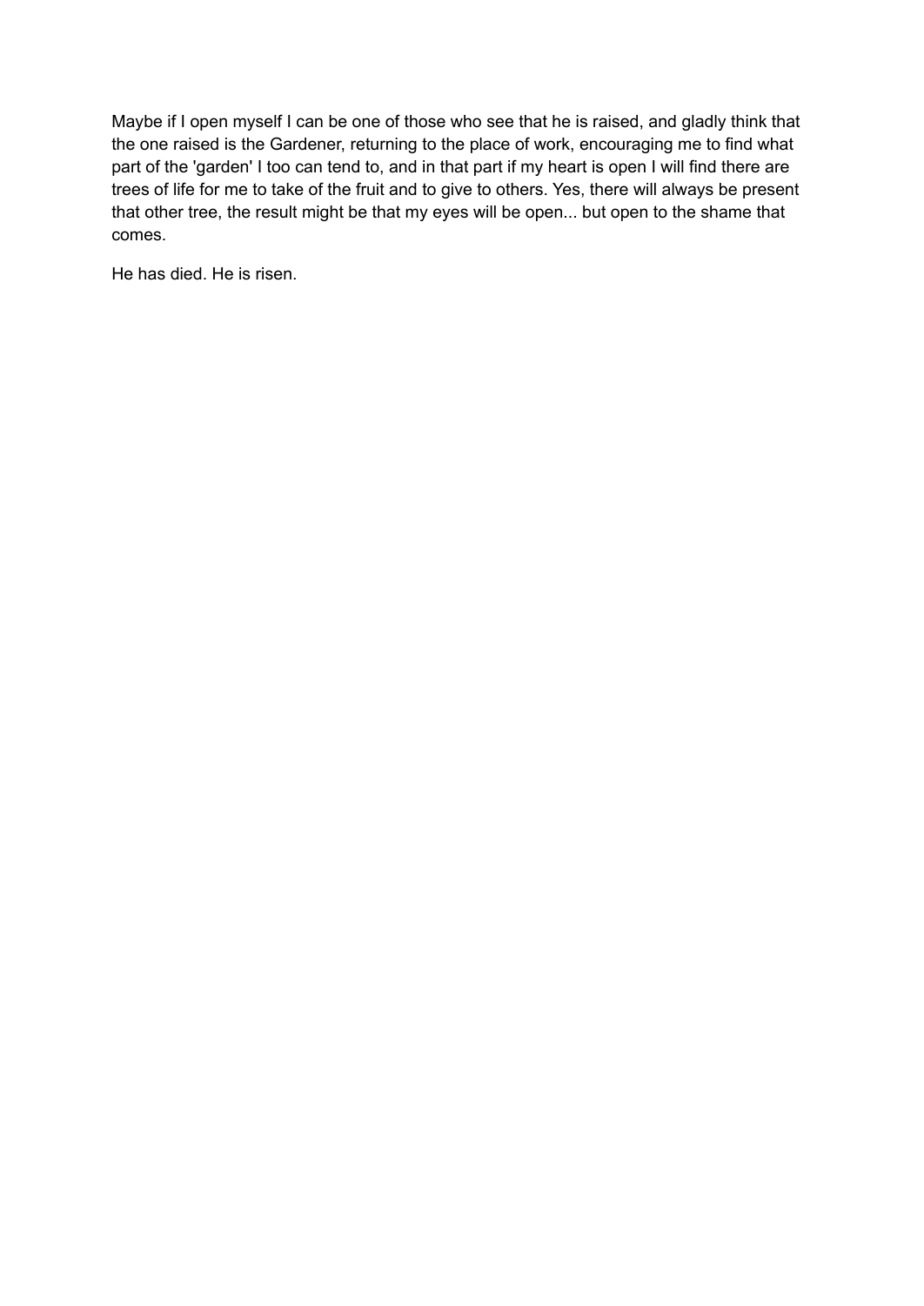Maybe if I open myself I can be one of those who see that he is raised, and gladly think that the one raised is the Gardener, returning to the place of work, encouraging me to find what part of the 'garden' I too can tend to, and in that part if my heart is open I will find there are trees of life for me to take of the fruit and to give to others. Yes, there will always be present that other tree, the result might be that my eyes will be open... but open to the shame that comes.

He has died. He is risen.